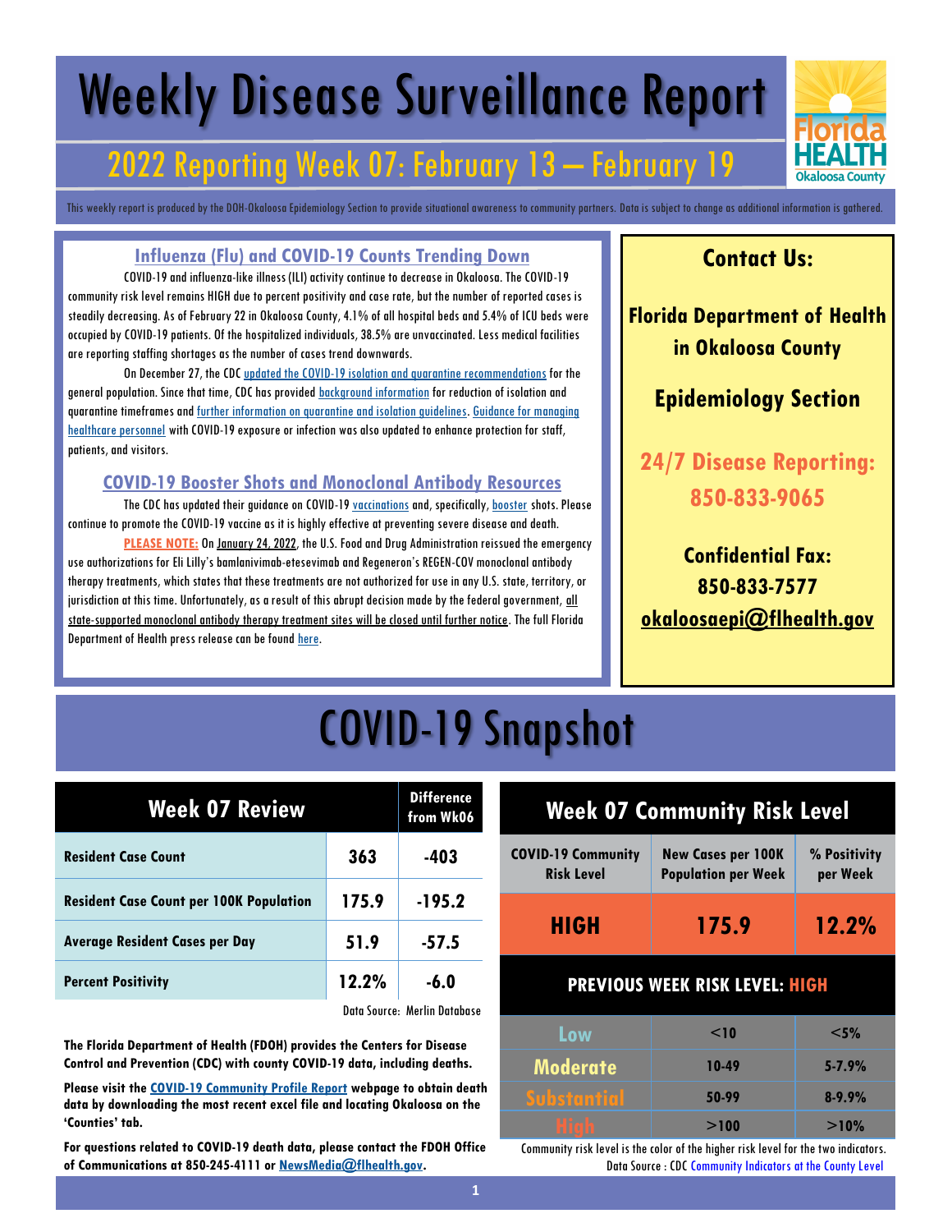# Weekly Disease Surveillance Report

## 2022 Reporting Week 07: February 13 – February 19

This weekly report is produced by the DOH-Okaloosa Epidemiology Section to provide situational awareness to community partners. Data is subject to change as additional information is gathered.

### Influenza (Flu) and COVID-19 Counts Trending Down

COVID-19 and influenza-like illness (ILI) activity continue to decrease in Okaloosa. The COVID-19 community risk level remains HIGH due to percent positivity and case rate, but the number of reported cases is steadily decreasing. As of February 22 in Okaloosa County, 4.1% of all hospital beds and 5.4% of ICU beds were occupied by COVID-19 patients. Of the hospitalized individuals, 38.5% are unvaccinated. Less medical facilities are reporting staffing shortages as the number of cases trend downwards.

On December 27, the CDC updated the COVID-19 isolation and quarantine recommendations for the general population. Since that time, CDC has provided background information for reduction of isolation and quarantine timeframes and further information on quarantine and isolation guidelines. Guidance for managing healthcare personnel with COVID-19 exposure or infection was also updated to enhance protection for staff, patients, and visitors.

### COVID-19 Booster Shots and Monoclonal Antibody Resources

The CDC has updated their guidance on COVID-19 vaccinations and, specifically, booster shots. Please continue to promote the COVID-19 vaccine as it is highly effective at preventing severe disease and death.

**PLEASE NOTE:** On January 24, 2022, the U.S. Food and Drug Administration reissued the emergency use authorizations for Eli Lilly's bamlanivimab-etesevimab and Regeneron's REGEN-COV monoclonal antibody therapy treatments, which states that these treatments are not authorized for use in any U.S. state, territory, or jurisdiction at this time. Unfortunately, as a result of this abrupt decision made by the federal government, all state-supported monoclonal antibody therapy treatment sites will be closed until further notice. The full Florida Department of Health press release can be found here.

### Contact Us:

**Florida Department of Health in Okaloosa County**

**Epidemiology Section**

**24/7 Disease Reporting: 850-833-9065**

**Confidential Fax: 850-833-7577**

**okaloosaepi@flhealth.gov**

## COVID-19 Snapshot

| Week 07 Review | | Difference from Wk06 |
|---|---|---|
| Resident Case Count | 363 | -403 |
| Resident Case Count per 100K Population | 175.9 | -195.2 |
| Average Resident Cases per Day | 51.9 | -57.5 |
| Percent Positivity | 12.2% | -6.0 |

Data Source: Merlin Database

**The Florida Department of Health (FDOH) provides the Centers for Disease Control and Prevention (CDC) with county COVID-19 data, including deaths.**

**Please visit the COVID-19 Community Profile Report webpage to obtain death data by downloading the most recent excel file and locating Okaloosa on the 'Counties' tab.**

**For questions related to COVID-19 death data, please contact the FDOH Office of Communications at 850-245-4111 or NewsMedia@flhealth.gov.**

**Week 07 Community Risk Level**

| COVID-19 Community Risk Level | New Cases per 100K Population per Week | % Positivity per Week |
|---|---|---|
| HIGH | 175.9 | 12.2% |

**PREVIOUS WEEK RISK LEVEL: HIGH**

| Risk Level | New Cases per 100K Population per Week | % Positivity per Week |
|---|---|---|
| Low | <10 | <5% |
| Moderate | 10-49 | 5-7.9% |
| Substantial | 50-99 | 8-9.9% |
| High | >100 | >10% |

Community risk level is the color of the higher risk level for the two indicators.
Data Source : CDC Community Indicators at the County Level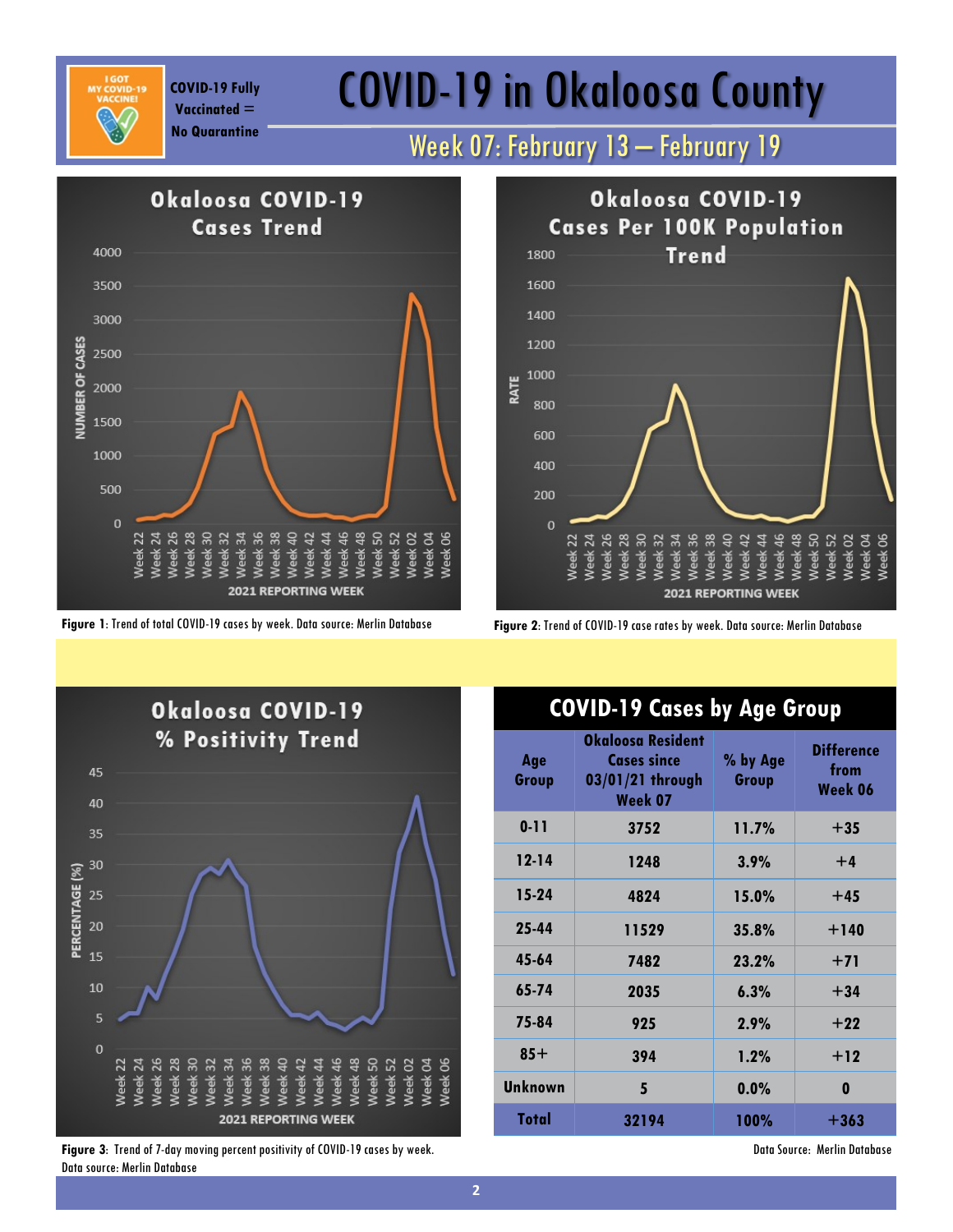# COVID-19 in Okaloosa County

COVID-19 Fully Vaccinated = No Quarantine

## Week 07: February 13 – February 19

**Okaloosa COVID-19 Cases Trend**

**Figure 1**: Trend of total COVID-19 cases by week. Data source: Merlin Database

**Okaloosa COVID-19 Cases Per 100K Population Trend**

**Figure 2**: Trend of COVID-19 case rates by week. Data source: Merlin Database

**Okaloosa COVID-19 % Positivity Trend**

**Figure 3**: Trend of 7-day moving percent positivity of COVID-19 cases by week. Data source: Merlin Database

## COVID-19 Cases by Age Group

| Age Group | Okaloosa Resident Cases since 03/01/21 through Week 07 | % by Age Group | Difference from Week 06 |
|---|---|---|---|
| 0-11 | 3752 | 11.7% | +35 |
| 12-14 | 1248 | 3.9% | +4 |
| 15-24 | 4824 | 15.0% | +45 |
| 25-44 | 11529 | 35.8% | +140 |
| 45-64 | 7482 | 23.2% | +71 |
| 65-74 | 2035 | 6.3% | +34 |
| 75-84 | 925 | 2.9% | +22 |
| 85+ | 394 | 1.2% | +12 |
| Unknown | 5 | 0.0% | 0 |
| **Total** | **32194** | **100%** | **+363** |

Data Source: Merlin Database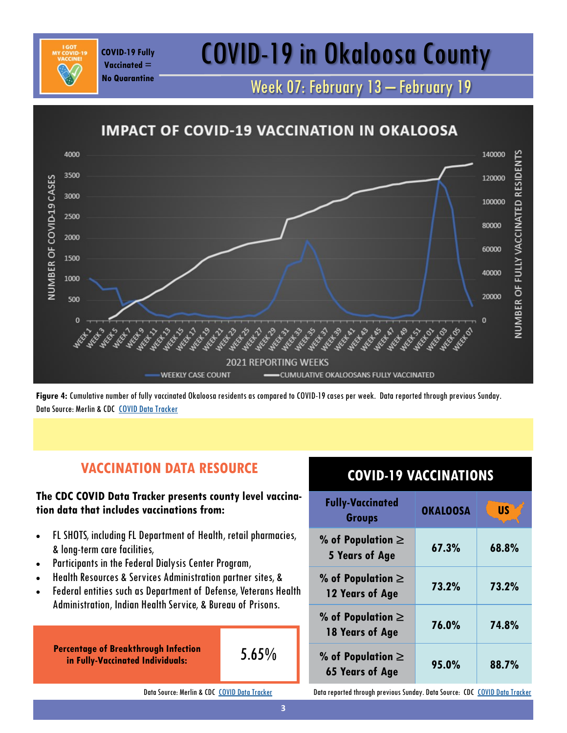I GOT MY COVID-19 VACCINE!

**COVID-19 Fully Vaccinated = No Quarantine**

# COVID-19 in Okaloosa County

## Week 07: February 13 — February 19

**IMPACT OF COVID-19 VACCINATION IN OKALOOSA**

**Figure 4:** Cumulative number of fully vaccinated Okaloosa residents as compared to COVID-19 cases per week. Data reported through previous Sunday. Data Source: Merlin & CDC COVID Data Tracker

## VACCINATION DATA RESOURCE

**The CDC COVID Data Tracker presents county level vaccination data that includes vaccinations from:**

- FL SHOTS, including FL Department of Health, retail pharmacies, & long-term care facilities,
- Participants in the Federal Dialysis Center Program,
- Health Resources & Services Administration partner sites, &
- Federal entities such as Department of Defense, Veterans Health Administration, Indian Health Service, & Bureau of Prisons.

| **Percentage of Breakthrough Infection in Fully-Vaccinated Individuals:** | 5.65% |
|---|---|

Data Source: Merlin & CDC COVID Data Tracker

## COVID-19 VACCINATIONS

| Fully-Vaccinated Groups | OKALOOSA | US |
|---|---|---|
| % of Population ≥ 5 Years of Age | 67.3% | 68.8% |
| % of Population ≥ 12 Years of Age | 73.2% | 73.2% |
| % of Population ≥ 18 Years of Age | 76.0% | 74.8% |
| % of Population ≥ 65 Years of Age | 95.0% | 88.7% |

Data reported through previous Sunday. Data Source: CDC COVID Data Tracker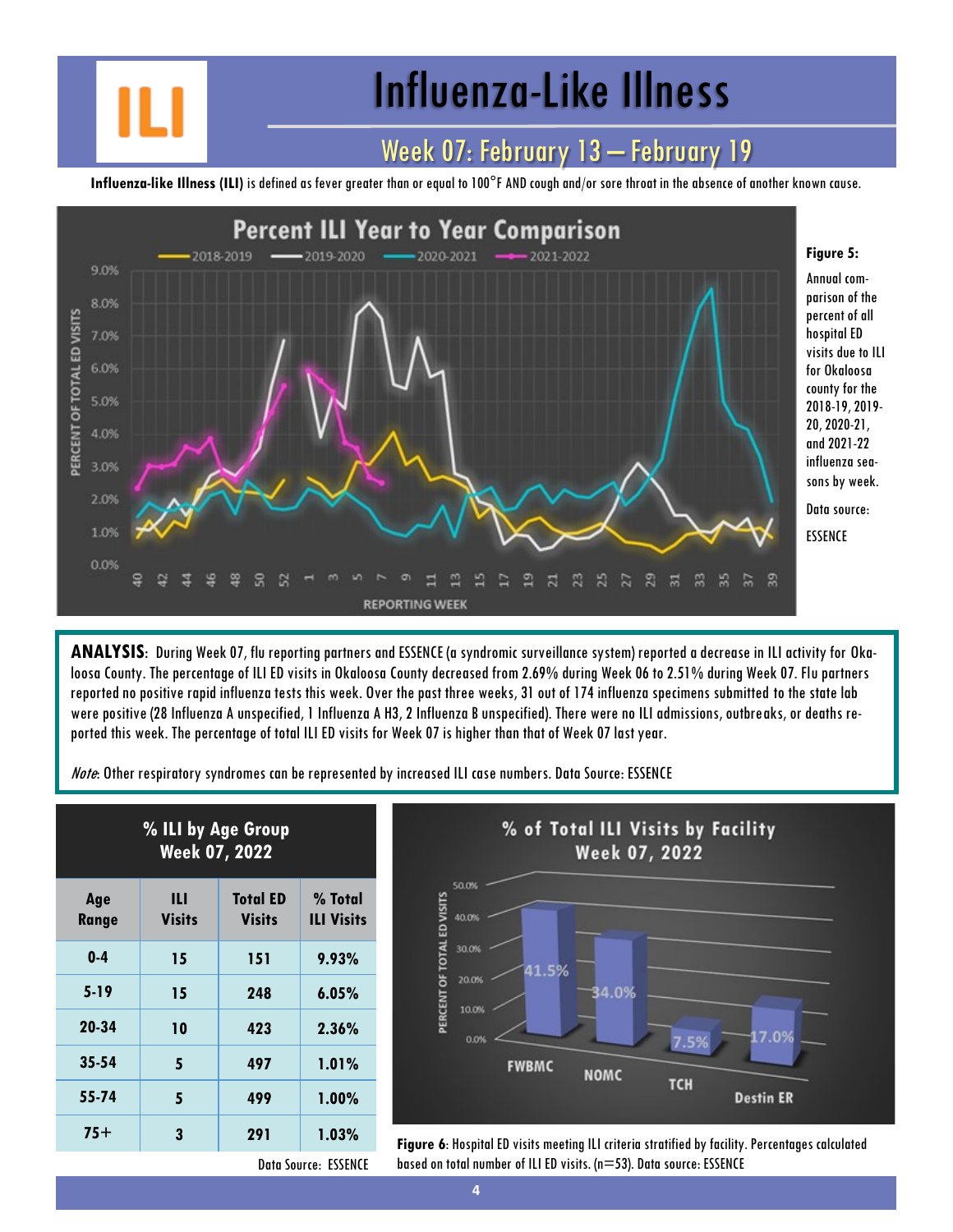# Influenza-Like Illness

## Week 07: February 13 – February 19

**Influenza-like Illness (ILI)** is defined as fever greater than or equal to 100°F AND cough and/or sore throat in the absence of another known cause.

**Figure 5:** Annual comparison of the percent of all hospital ED visits due to ILI for Okaloosa county for the 2018-19, 2019-20, 2020-21, and 2021-22 influenza seasons by week.

Data source: ESSENCE

**ANALYSIS**: During Week 07, flu reporting partners and ESSENCE (a syndromic surveillance system) reported a decrease in ILI activity for Okaloosa County. The percentage of ILI ED visits in Okaloosa County decreased from 2.69% during Week 06 to 2.51% during Week 07. Flu partners reported no positive rapid influenza tests this week. Over the past three weeks, 31 out of 174 influenza specimens submitted to the state lab were positive (28 Influenza A unspecified, 1 Influenza A H3, 2 Influenza B unspecified). There were no ILI admissions, outbreaks, or deaths reported this week. The percentage of total ILI ED visits for Week 07 is higher than that of Week 07 last year.

*Note*: Other respiratory syndromes can be represented by increased ILI case numbers. Data Source: ESSENCE

**% ILI by Age Group Week 07, 2022**

| Age Range | ILI Visits | Total ED Visits | % Total ILI Visits |
|---|---|---|---|
| 0-4 | 15 | 151 | 9.93% |
| 5-19 | 15 | 248 | 6.05% |
| 20-34 | 10 | 423 | 2.36% |
| 35-54 | 5 | 497 | 1.01% |
| 55-74 | 5 | 499 | 1.00% |
| 75+ | 3 | 291 | 1.03% |

Data Source: ESSENCE

**Figure 6**: Hospital ED visits meeting ILI criteria stratified by facility. Percentages calculated based on total number of ILI ED visits. (n=53). Data source: ESSENCE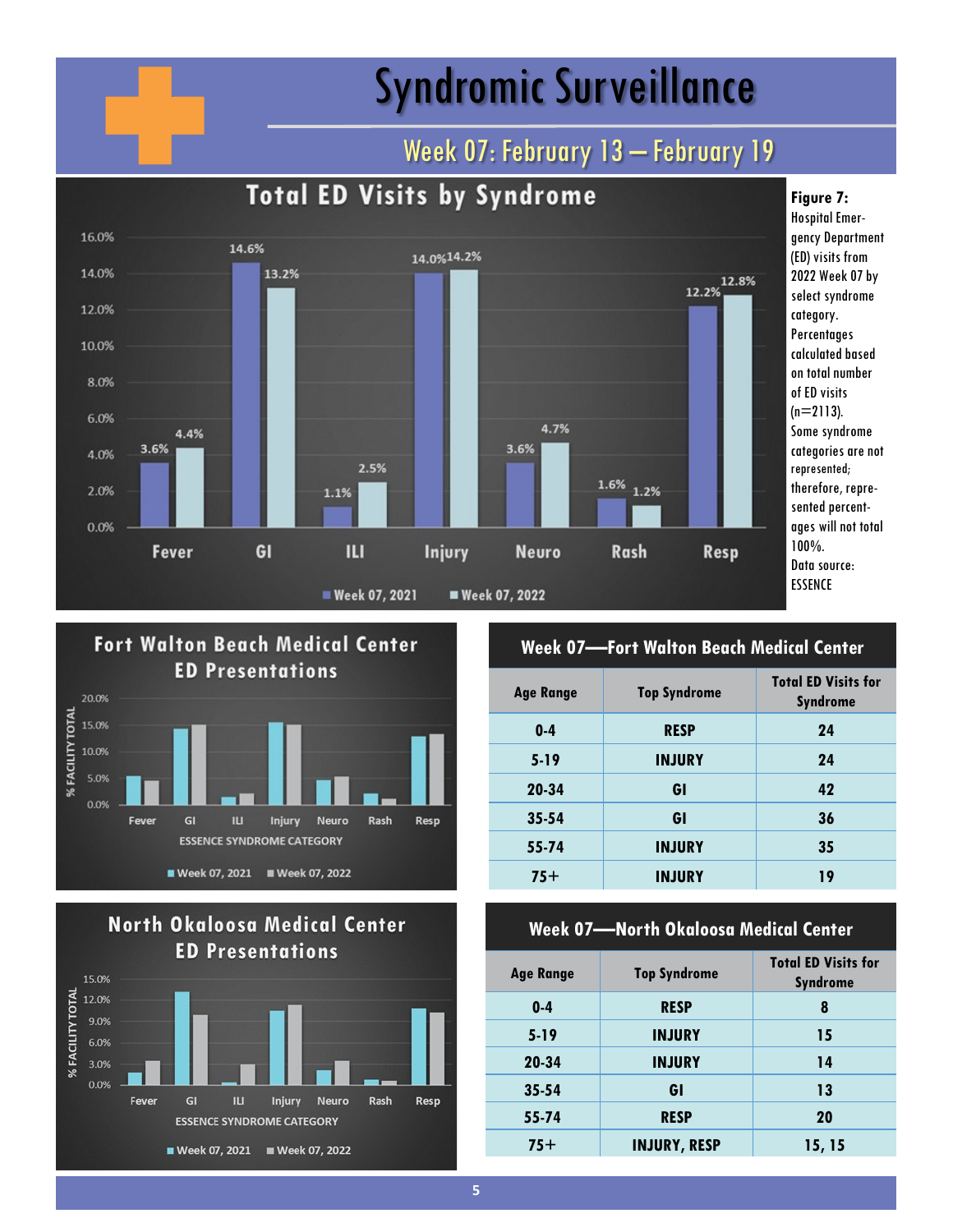# Syndromic Surveillance

## Week 07: February 13 – February 19

**Total ED Visits by Syndrome**

| Syndrome | Week 07, 2021 | Week 07, 2022 |
|---|---|---|
| Fever | 3.6% | 4.4% |
| GI | 14.6% | 13.2% |
| ILI | 1.1% | 2.5% |
| Injury | 14.0% | 14.2% |
| Neuro | 3.6% | 4.7% |
| Rash | 1.6% | 1.2% |
| Resp | 12.2% | 12.8% |

**Figure 7:** Hospital Emergency Department (ED) visits from 2022 Week 07 by select syndrome category. Percentages calculated based on total number of ED visits (n=2113). Some syndrome categories are not represented; therefore, represented percentages will not total 100%. Data source: ESSENCE

**Fort Walton Beach Medical Center ED Presentations**

% FACILITY TOTAL by ESSENCE SYNDROME CATEGORY (Fever, GI, ILI, Injury, Neuro, Rash, Resp); Week 07, 2021 and Week 07, 2022

**Week 07—Fort Walton Beach Medical Center**

| Age Range | Top Syndrome | Total ED Visits for Syndrome |
|---|---|---|
| 0-4 | RESP | 24 |
| 5-19 | INJURY | 24 |
| 20-34 | GI | 42 |
| 35-54 | GI | 36 |
| 55-74 | INJURY | 35 |
| 75+ | INJURY | 19 |

**North Okaloosa Medical Center ED Presentations**

% FACILITY TOTAL by ESSENCE SYNDROME CATEGORY (Fever, GI, ILI, Injury, Neuro, Rash, Resp); Week 07, 2021 and Week 07, 2022

**Week 07—North Okaloosa Medical Center**

| Age Range | Top Syndrome | Total ED Visits for Syndrome |
|---|---|---|
| 0-4 | RESP | 8 |
| 5-19 | INJURY | 15 |
| 20-34 | INJURY | 14 |
| 35-54 | GI | 13 |
| 55-74 | RESP | 20 |
| 75+ | INJURY, RESP | 15, 15 |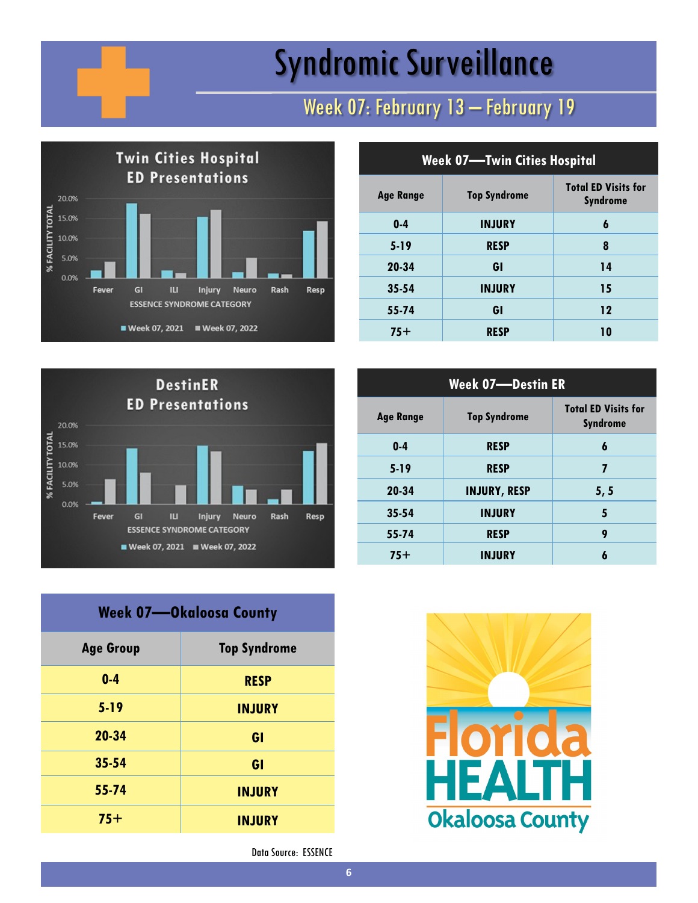# Syndromic Surveillance

## Week 07: February 13 — February 19

Twin Cities Hospital
ED Presentations

20.0%
15.0%
10.0%
5.0%
0.0%
% FACILITY TOTAL
Fever GI ILI Injury Neuro Rash Resp
ESSENCE SYNDROME CATEGORY
Week 07, 2021 Week 07, 2022

| Week 07—Twin Cities Hospital | | |
|---|---|---|
| **Age Range** | **Top Syndrome** | **Total ED Visits for Syndrome** |
| 0-4 | INJURY | 6 |
| 5-19 | RESP | 8 |
| 20-34 | GI | 14 |
| 35-54 | INJURY | 15 |
| 55-74 | GI | 12 |
| 75+ | RESP | 10 |

DestinER
ED Presentations

20.0%
15.0%
10.0%
5.0%
0.0%
% FACILITY TOTAL
Fever GI ILI Injury Neuro Rash Resp
ESSENCE SYNDROME CATEGORY
Week 07, 2021 Week 07, 2022

| Week 07—Destin ER | | |
|---|---|---|
| **Age Range** | **Top Syndrome** | **Total ED Visits for Syndrome** |
| 0-4 | RESP | 6 |
| 5-19 | RESP | 7 |
| 20-34 | INJURY, RESP | 5, 5 |
| 35-54 | INJURY | 5 |
| 55-74 | RESP | 9 |
| 75+ | INJURY | 6 |

| Week 07—Okaloosa County | |
|---|---|
| **Age Group** | **Top Syndrome** |
| 0-4 | RESP |
| 5-19 | INJURY |
| 20-34 | GI |
| 35-54 | GI |
| 55-74 | INJURY |
| 75+ | INJURY |

Florida HEALTH Okaloosa County

Data Source: ESSENCE